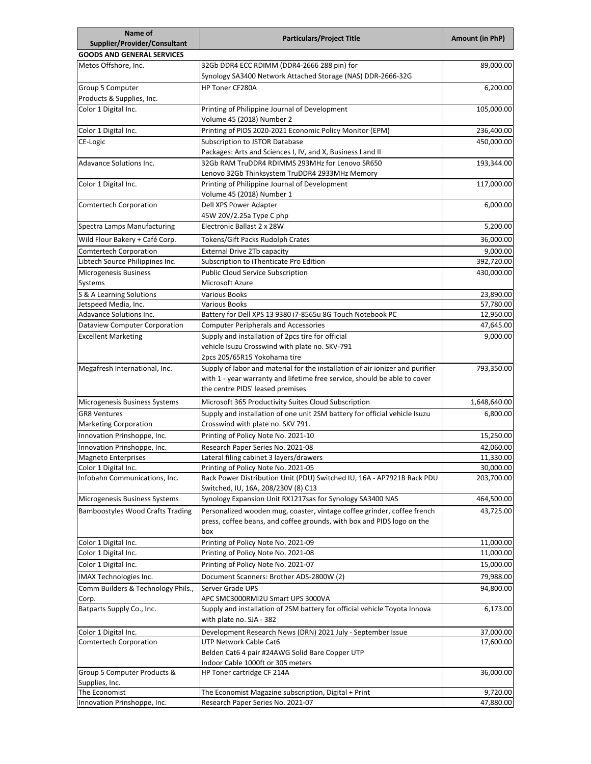| Name of Supplier/Provider/Consultant | Particulars/Project Title | Amount (in PhP) |
|---|---|---|
| **GOODS AND GENERAL SERVICES** | | |
| Metos Offshore, Inc. | 32Gb DDR4 ECC RDIMM (DDR4-2666 288 pin) for Synology SA3400 Network Attached Storage (NAS) DDR-2666-32G | 89,000.00 |
| Group 5 Computer Products & Supplies, Inc. | HP Toner CF280A | 6,200.00 |
| Color 1 Digital Inc. | Printing of Philippine Journal of Development Volume 45 (2018) Number 2 | 105,000.00 |
| Color 1 Digital Inc. | Printing of PIDS 2020-2021 Economic Policy Monitor (EPM) | 236,400.00 |
| CE-Logic | Subscription to JSTOR Database Packages: Arts and Sciences I, IV, and X, Business I and II | 450,000.00 |
| Adavance Solutions Inc. | 32Gb RAM TruDDR4 RDIMMS 293MHz for Lenovo SR650 Lenovo 32Gb Thinksystem TruDDR4 2933MHz Memory | 193,344.00 |
| Color 1 Digital Inc. | Printing of Philippine Journal of Development Volume 45 (2018) Number 1 | 117,000.00 |
| Comtertech Corporation | Dell XPS Power Adapter 45W 20V/2.25a Type C php | 6,000.00 |
| Spectra Lamps Manufacturing | Electronic Ballast 2 x 28W | 5,200.00 |
| Wild Flour Bakery + Café Corp. | Tokens/Gift Packs Rudolph Crates | 36,000.00 |
| Comtertech Corporation | External Drive 2Tb capacity | 9,000.00 |
| Libtech Source Philippines Inc. | Subscription to iThenticate Pro Edition | 392,720.00 |
| Microgenesis Business Systems | Public Cloud Service Subscription Microsoft Azure | 430,000.00 |
| S & A Learning Solutions | Various Books | 23,890.00 |
| Jetspeed Media, Inc. | Various Books | 57,780.00 |
| Adavance Solutions Inc. | Battery for Dell XPS 13 9380 i7-8565u 8G Touch Notebook PC | 12,950.00 |
| Dataview Computer Corporation | Computer Peripherals and Accessories | 47,645.00 |
| Excellent Marketing | Supply and installation of 2pcs tire for official vehicle Isuzu Crosswind with plate no. SKV-791 2pcs 205/65R15 Yokohama tire | 9,000.00 |
| Megafresh International, Inc. | Supply of labor and material for the installation of air ionizer and purifier with 1 - year warranty and lifetime free service, should be able to cover the centre PIDS' leased premises | 793,350.00 |
| Microgenesis Business Systems | Microsoft 365 Productivity Suites Cloud Subscription | 1,648,640.00 |
| GR8 Ventures Marketing Corporation | Supply and installation of one unit 2SM battery for official vehicle Isuzu Crosswind with plate no. SKV 791. | 6,800.00 |
| Innovation Prinshoppe, Inc. | Printing of Policy Note No. 2021-10 | 15,250.00 |
| Innovation Prinshoppe, Inc. | Research Paper Series No. 2021-08 | 42,060.00 |
| Magneto Enterprises | Lateral filing cabinet 3 layers/drawers | 11,330.00 |
| Color 1 Digital Inc. | Printing of Policy Note No. 2021-05 | 30,000.00 |
| Infobahn Communications, Inc. | Rack Power Distribution Unit (PDU) Switched IU, 16A - AP7921B Rack PDU Switched, IU, 16A, 208/230V (8) C13 | 203,700.00 |
| Microgenesis Business Systems | Synology Expansion Unit RX1217sas for Synology SA3400 NAS | 464,500.00 |
| Bamboostyles Wood Crafts Trading | Personalized wooden mug, coaster, vintage coffee grinder, coffee french press, coffee beans, and coffee grounds, with box and PIDS logo on the box | 43,725.00 |
| Color 1 Digital Inc. | Printing of Policy Note No. 2021-09 | 11,000.00 |
| Color 1 Digital Inc. | Printing of Policy Note No. 2021-08 | 11,000.00 |
| Color 1 Digital Inc. | Printing of Policy Note No. 2021-07 | 15,000.00 |
| IMAX Technologies Inc. | Document Scanners: Brother ADS-2800W (2) | 79,988.00 |
| Comm Builders & Technology Phils., Corp. | Server Grade UPS APC SMC3000RMI2U Smart UPS 3000VA | 94,800.00 |
| Batparts Supply Co., Inc. | Supply and installation of 2SM battery for official vehicle Toyota Innova with plate no. SJA - 382 | 6,173.00 |
| Color 1 Digital Inc. | Development Research News (DRN) 2021 July - September Issue | 37,000.00 |
| Comtertech Corporation | UTP Network Cable Cat6 Belden Cat6 4 pair #24AWG Solid Bare Copper UTP Indoor Cable 1000ft or 305 meters | 17,600.00 |
| Group 5 Computer Products & Supplies, Inc. | HP Toner cartridge CF 214A | 36,000.00 |
| The Economist | The Economist Magazine subscription, Digital + Print | 9,720.00 |
| Innovation Prinshoppe, Inc. | Research Paper Series No. 2021-07 | 47,880.00 |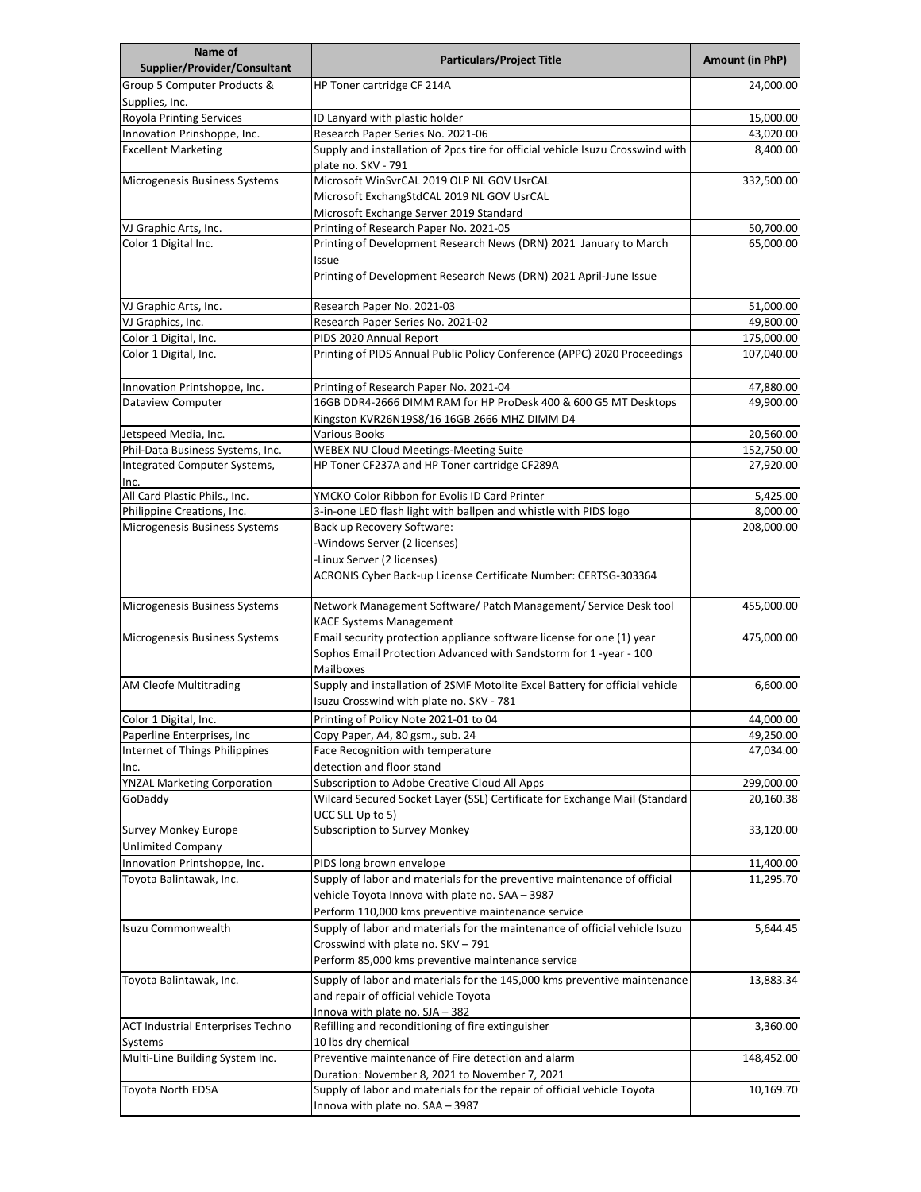| Name of Supplier/Provider/Consultant | Particulars/Project Title | Amount (in PhP) |
|---|---|---|
| Group 5 Computer Products & Supplies, Inc. | HP Toner cartridge CF 214A | 24,000.00 |
| Royola Printing Services | ID Lanyard with plastic holder | 15,000.00 |
| Innovation Prinshoppe, Inc. | Research Paper Series No. 2021-06 | 43,020.00 |
| Excellent Marketing | Supply and installation of 2pcs tire for official vehicle Isuzu Crosswind with plate no. SKV - 791 | 8,400.00 |
| Microgenesis Business Systems | Microsoft WinSvrCAL 2019 OLP NL GOV UsrCAL<br>Microsoft ExchangStdCAL 2019 NL GOV UsrCAL<br>Microsoft Exchange Server 2019 Standard | 332,500.00 |
| VJ Graphic Arts, Inc. | Printing of Research Paper No. 2021-05 | 50,700.00 |
| Color 1 Digital Inc. | Printing of Development Research News (DRN) 2021 January to March Issue<br>Printing of Development Research News (DRN) 2021 April-June Issue | 65,000.00 |
| VJ Graphic Arts, Inc. | Research Paper No. 2021-03 | 51,000.00 |
| VJ Graphics, Inc. | Research Paper Series No. 2021-02 | 49,800.00 |
| Color 1 Digital, Inc. | PIDS 2020 Annual Report | 175,000.00 |
| Color 1 Digital, Inc. | Printing of PIDS Annual Public Policy Conference (APPC) 2020 Proceedings | 107,040.00 |
| Innovation Printshoppe, Inc. | Printing of Research Paper No. 2021-04 | 47,880.00 |
| Dataview Computer | 16GB DDR4-2666 DIMM RAM for HP ProDesk 400 & 600 G5 MT Desktops<br>Kingston KVR26N19S8/16 16GB 2666 MHZ DIMM D4 | 49,900.00 |
| Jetspeed Media, Inc. | Various Books | 20,560.00 |
| Phil-Data Business Systems, Inc. | WEBEX NU Cloud Meetings-Meeting Suite | 152,750.00 |
| Integrated Computer Systems, Inc. | HP Toner CF237A and HP Toner cartridge CF289A | 27,920.00 |
| All Card Plastic Phils., Inc. | YMCKO Color Ribbon for Evolis ID Card Printer | 5,425.00 |
| Philippine Creations, Inc. | 3-in-one LED flash light with ballpen and whistle with PIDS logo | 8,000.00 |
| Microgenesis Business Systems | Back up Recovery Software:<br>-Windows Server (2 licenses)<br>-Linux Server (2 licenses)<br>ACRONIS Cyber Back-up License Certificate Number: CERTSG-303364 | 208,000.00 |
| Microgenesis Business Systems | Network Management Software/ Patch Management/ Service Desk tool<br>KACE Systems Management | 455,000.00 |
| Microgenesis Business Systems | Email security protection appliance software license for one (1) year<br>Sophos Email Protection Advanced with Sandstorm for 1 -year - 100 Mailboxes | 475,000.00 |
| AM Cleofe Multitrading | Supply and installation of 2SMF Motolite Excel Battery for official vehicle Isuzu Crosswind with plate no. SKV - 781 | 6,600.00 |
| Color 1 Digital, Inc. | Printing of Policy Note 2021-01 to 04 | 44,000.00 |
| Paperline Enterprises, Inc | Copy Paper, A4, 80 gsm., sub. 24 | 49,250.00 |
| Internet of Things Philippines Inc. | Face Recognition with temperature detection and floor stand | 47,034.00 |
| YNZAL Marketing Corporation | Subscription to Adobe Creative Cloud All Apps | 299,000.00 |
| GoDaddy | Wilcard Secured Socket Layer (SSL) Certificate for Exchange Mail (Standard UCC SLL Up to 5) | 20,160.38 |
| Survey Monkey Europe Unlimited Company | Subscription to Survey Monkey | 33,120.00 |
| Innovation Printshoppe, Inc. | PIDS long brown envelope | 11,400.00 |
| Toyota Balintawak, Inc. | Supply of labor and materials for the preventive maintenance of official vehicle Toyota Innova with plate no. SAA – 3987<br>Perform 110,000 kms preventive maintenance service | 11,295.70 |
| Isuzu Commonwealth | Supply of labor and materials for the maintenance of official vehicle Isuzu Crosswind with plate no. SKV – 791<br>Perform 85,000 kms preventive maintenance service | 5,644.45 |
| Toyota Balintawak, Inc. | Supply of labor and materials for the 145,000 kms preventive maintenance and repair of official vehicle Toyota Innova with plate no. SJA – 382 | 13,883.34 |
| ACT Industrial Enterprises Techno Systems | Refilling and reconditioning of fire extinguisher<br>10 lbs dry chemical | 3,360.00 |
| Multi-Line Building System Inc. | Preventive maintenance of Fire detection and alarm<br>Duration: November 8, 2021 to November 7, 2021 | 148,452.00 |
| Toyota North EDSA | Supply of labor and materials for the repair of official vehicle Toyota Innova with plate no. SAA – 3987 | 10,169.70 |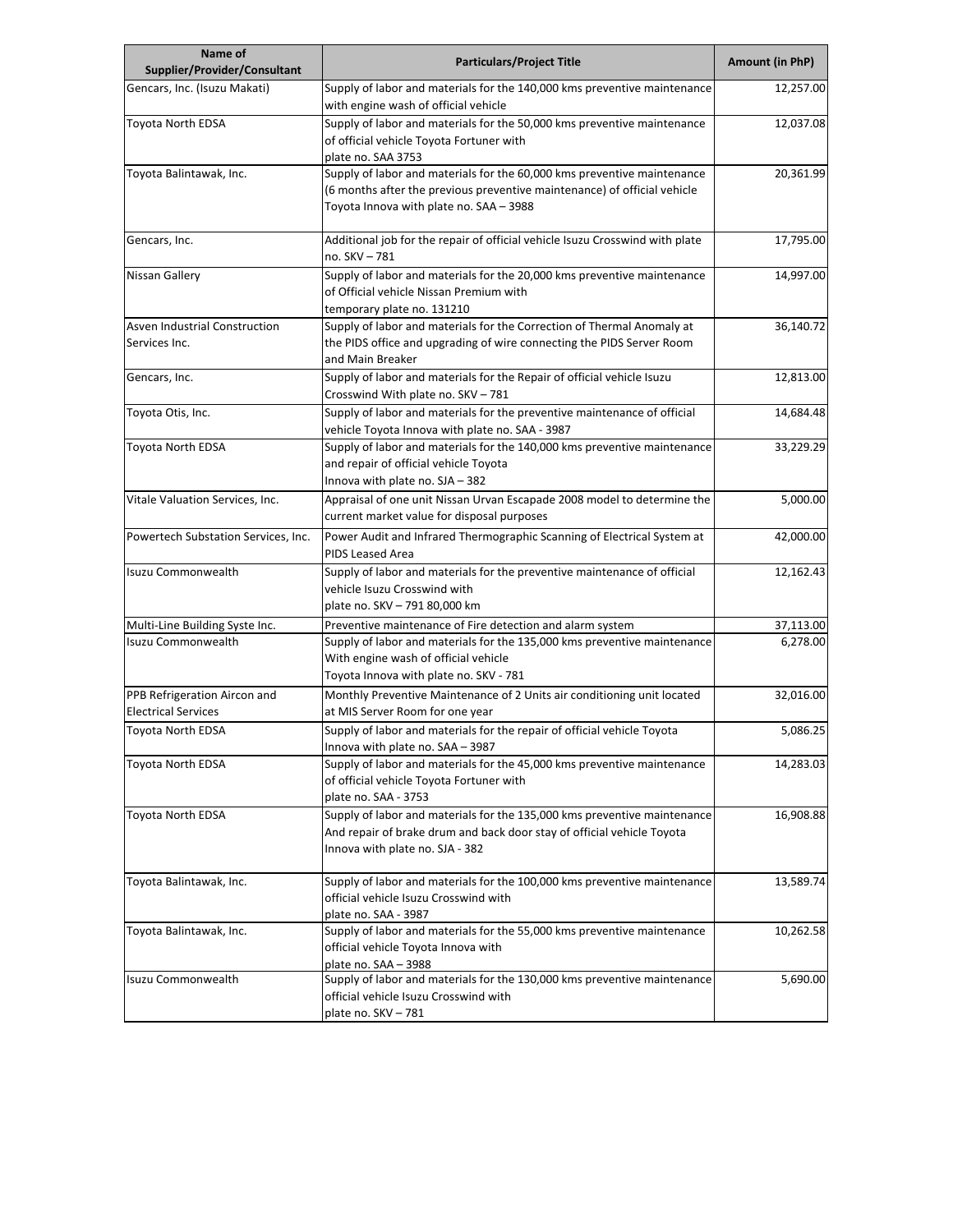| Name of Supplier/Provider/Consultant | Particulars/Project Title | Amount (in PhP) |
|---|---|---|
| Gencars, Inc. (Isuzu Makati) | Supply of labor and materials for the 140,000 kms preventive maintenance with engine wash of official vehicle | 12,257.00 |
| Toyota North EDSA | Supply of labor and materials for the 50,000 kms preventive maintenance of official vehicle Toyota Fortuner with plate no. SAA 3753 | 12,037.08 |
| Toyota Balintawak, Inc. | Supply of labor and materials for the 60,000 kms preventive maintenance (6 months after the previous preventive maintenance) of official vehicle Toyota Innova with plate no. SAA – 3988 | 20,361.99 |
| Gencars, Inc. | Additional job for the repair of official vehicle Isuzu Crosswind with plate no. SKV – 781 | 17,795.00 |
| Nissan Gallery | Supply of labor and materials for the 20,000 kms preventive maintenance of Official vehicle Nissan Premium with temporary plate no. 131210 | 14,997.00 |
| Asven Industrial Construction Services Inc. | Supply of labor and materials for the Correction of Thermal Anomaly at the PIDS office and upgrading of wire connecting the PIDS Server Room and Main Breaker | 36,140.72 |
| Gencars, Inc. | Supply of labor and materials for the Repair of official vehicle Isuzu Crosswind With plate no. SKV – 781 | 12,813.00 |
| Toyota Otis, Inc. | Supply of labor and materials for the preventive maintenance of official vehicle Toyota Innova with plate no. SAA - 3987 | 14,684.48 |
| Toyota North EDSA | Supply of labor and materials for the 140,000 kms preventive maintenance and repair of official vehicle Toyota Innova with plate no. SJA – 382 | 33,229.29 |
| Vitale Valuation Services, Inc. | Appraisal of one unit Nissan Urvan Escapade 2008 model to determine the current market value for disposal purposes | 5,000.00 |
| Powertech Substation Services, Inc. | Power Audit and Infrared Thermographic Scanning of Electrical System at PIDS Leased Area | 42,000.00 |
| Isuzu Commonwealth | Supply of labor and materials for the preventive maintenance of official vehicle Isuzu Crosswind with plate no. SKV – 791 80,000 km | 12,162.43 |
| Multi-Line Building Syste Inc. | Preventive maintenance of Fire detection and alarm system | 37,113.00 |
| Isuzu Commonwealth | Supply of labor and materials for the 135,000 kms preventive maintenance With engine wash of official vehicle Toyota Innova with plate no. SKV - 781 | 6,278.00 |
| PPB Refrigeration Aircon and Electrical Services | Monthly Preventive Maintenance of 2 Units air conditioning unit located at MIS Server Room for one year | 32,016.00 |
| Toyota North EDSA | Supply of labor and materials for the repair of official vehicle Toyota Innova with plate no. SAA – 3987 | 5,086.25 |
| Toyota North EDSA | Supply of labor and materials for the 45,000 kms preventive maintenance of official vehicle Toyota Fortuner with plate no. SAA - 3753 | 14,283.03 |
| Toyota North EDSA | Supply of labor and materials for the 135,000 kms preventive maintenance And repair of brake drum and back door stay of official vehicle Toyota Innova with plate no. SJA - 382 | 16,908.88 |
| Toyota Balintawak, Inc. | Supply of labor and materials for the 100,000 kms preventive maintenance official vehicle Isuzu Crosswind with plate no. SAA - 3987 | 13,589.74 |
| Toyota Balintawak, Inc. | Supply of labor and materials for the 55,000 kms preventive maintenance official vehicle Toyota Innova with plate no. SAA – 3988 | 10,262.58 |
| Isuzu Commonwealth | Supply of labor and materials for the 130,000 kms preventive maintenance official vehicle Isuzu Crosswind with plate no. SKV – 781 | 5,690.00 |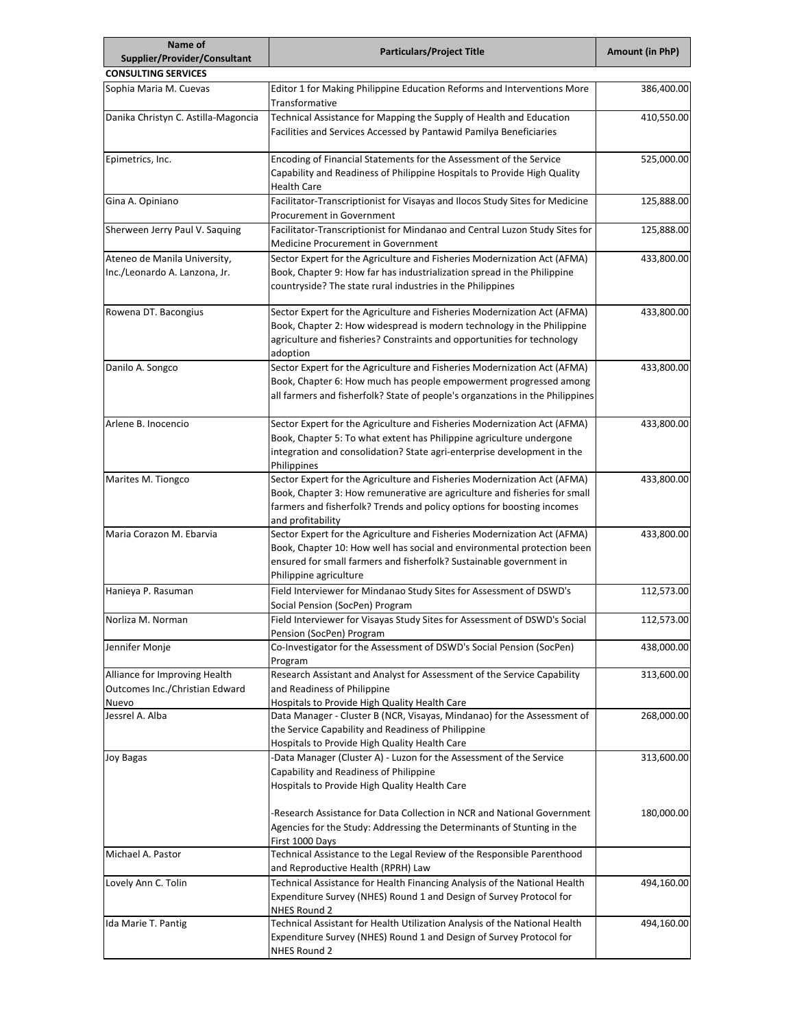| Name of Supplier/Provider/Consultant | Particulars/Project Title | Amount (in PhP) |
|---|---|---|
| **CONSULTING SERVICES** | | |
| Sophia Maria M. Cuevas | Editor 1 for Making Philippine Education Reforms and Interventions More Transformative | 386,400.00 |
| Danika Christyn C. Astilla-Magoncia | Technical Assistance for Mapping the Supply of Health and Education Facilities and Services Accessed by Pantawid Pamilya Beneficiaries | 410,550.00 |
| Epimetrics, Inc. | Encoding of Financial Statements for the Assessment of the Service Capability and Readiness of Philippine Hospitals to Provide High Quality Health Care | 525,000.00 |
| Gina A. Opiniano | Facilitator-Transcriptionist for Visayas and Ilocos Study Sites for Medicine Procurement in Government | 125,888.00 |
| Sherween Jerry Paul V. Saquing | Facilitator-Transcriptionist for Mindanao and Central Luzon Study Sites for Medicine Procurement in Government | 125,888.00 |
| Ateneo de Manila University, Inc./Leonardo A. Lanzona, Jr. | Sector Expert for the Agriculture and Fisheries Modernization Act (AFMA) Book, Chapter 9: How far has industrialization spread in the Philippine countryside? The state rural industries in the Philippines | 433,800.00 |
| Rowena DT. Bacongius | Sector Expert for the Agriculture and Fisheries Modernization Act (AFMA) Book, Chapter 2: How widespread is modern technology in the Philippine agriculture and fisheries? Constraints and opportunities for technology adoption | 433,800.00 |
| Danilo A. Songco | Sector Expert for the Agriculture and Fisheries Modernization Act (AFMA) Book, Chapter 6: How much has people empowerment progressed among all farmers and fisherfolk? State of people's organzations in the Philippines | 433,800.00 |
| Arlene B. Inocencio | Sector Expert for the Agriculture and Fisheries Modernization Act (AFMA) Book, Chapter 5: To what extent has Philippine agriculture undergone integration and consolidation? State agri-enterprise development in the Philippines | 433,800.00 |
| Marites M. Tiongco | Sector Expert for the Agriculture and Fisheries Modernization Act (AFMA) Book, Chapter 3: How remunerative are agriculture and fisheries for small farmers and fisherfolk? Trends and policy options for boosting incomes and profitability | 433,800.00 |
| Maria Corazon M. Ebarvia | Sector Expert for the Agriculture and Fisheries Modernization Act (AFMA) Book, Chapter 10: How well has social and environmental protection been ensured for small farmers and fisherfolk? Sustainable government in Philippine agriculture | 433,800.00 |
| Hanieya P. Rasuman | Field Interviewer for Mindanao Study Sites for Assessment of DSWD's Social Pension (SocPen) Program | 112,573.00 |
| Norliza M. Norman | Field Interviewer for Visayas Study Sites for Assessment of DSWD's Social Pension (SocPen) Program | 112,573.00 |
| Jennifer Monje | Co-Investigator for the Assessment of DSWD's Social Pension (SocPen) Program | 438,000.00 |
| Alliance for Improving Health Outcomes Inc./Christian Edward Nuevo | Research Assistant and Analyst for Assessment of the Service Capability and Readiness of Philippine Hospitals to Provide High Quality Health Care | 313,600.00 |
| Jessrel A. Alba | Data Manager - Cluster B (NCR, Visayas, Mindanao) for the Assessment of the Service Capability and Readiness of Philippine Hospitals to Provide High Quality Health Care | 268,000.00 |
| Joy Bagas | -Data Manager (Cluster A) - Luzon for the Assessment of the Service Capability and Readiness of Philippine Hospitals to Provide High Quality Health Care | 313,600.00 |
| | -Research Assistance for Data Collection in NCR and National Government Agencies for the Study: Addressing the Determinants of Stunting in the First 1000 Days | 180,000.00 |
| Michael A. Pastor | Technical Assistance to the Legal Review of the Responsible Parenthood and Reproductive Health (RPRH) Law | |
| Lovely Ann C. Tolin | Technical Assistance for Health Financing Analysis of the National Health Expenditure Survey (NHES) Round 1 and Design of Survey Protocol for NHES Round 2 | 494,160.00 |
| Ida Marie T. Pantig | Technical Assistant for Health Utilization Analysis of the National Health Expenditure Survey (NHES) Round 1 and Design of Survey Protocol for NHES Round 2 | 494,160.00 |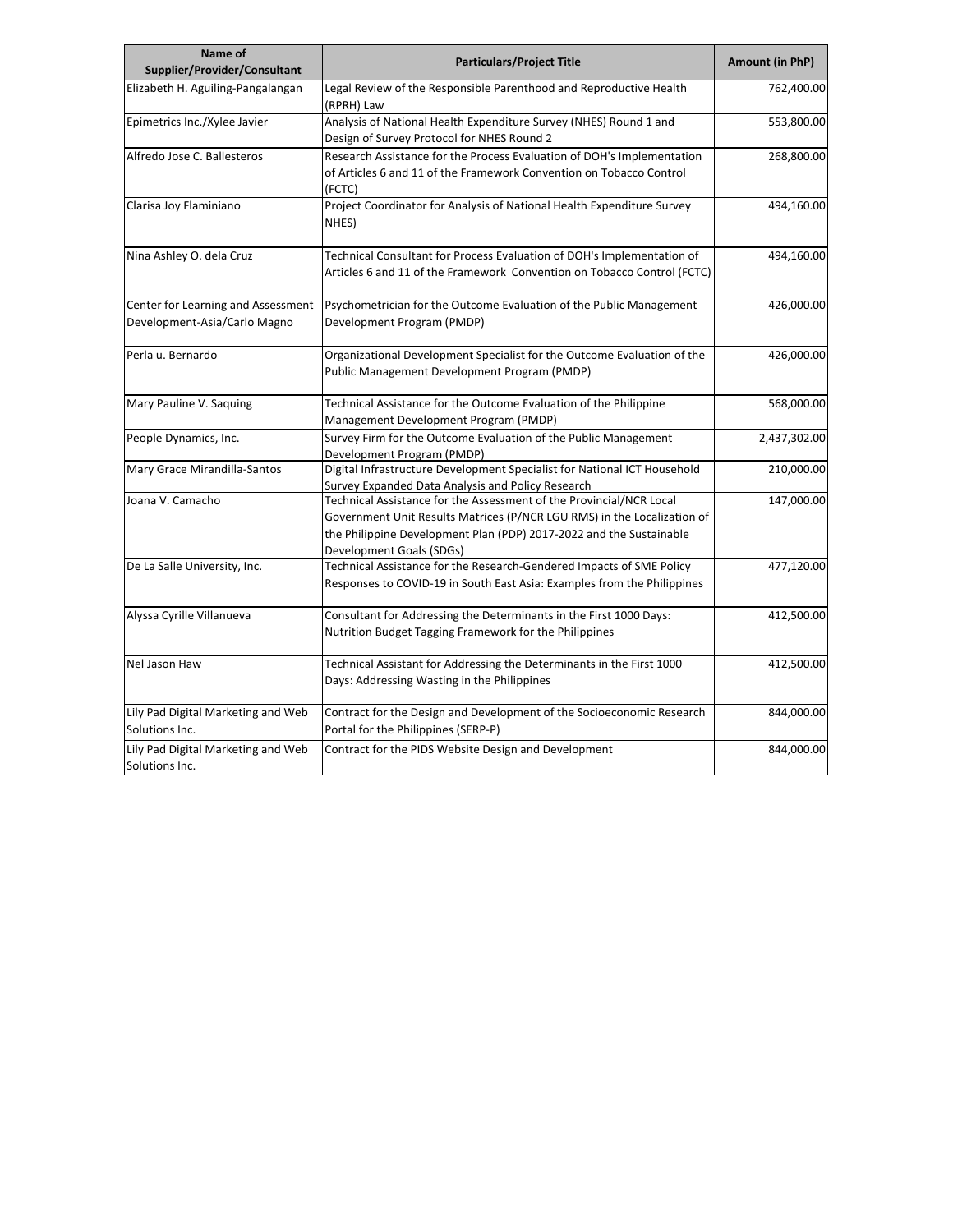| Name of Supplier/Provider/Consultant | Particulars/Project Title | Amount (in PhP) |
| --- | --- | --- |
| Elizabeth H. Aguiling-Pangalangan | Legal Review of the Responsible Parenthood and Reproductive Health (RPRH) Law | 762,400.00 |
| Epimetrics Inc./Xylee Javier | Analysis of National Health Expenditure Survey (NHES) Round 1 and Design of Survey Protocol for NHES Round 2 | 553,800.00 |
| Alfredo Jose C. Ballesteros | Research Assistance for the Process Evaluation of DOH's Implementation of Articles 6 and 11 of the Framework Convention on Tobacco Control (FCTC) | 268,800.00 |
| Clarisa Joy Flaminiano | Project Coordinator for Analysis of National Health Expenditure Survey NHES) | 494,160.00 |
| Nina Ashley O. dela Cruz | Technical Consultant for Process Evaluation of DOH's Implementation of Articles 6 and 11 of the Framework Convention on Tobacco Control (FCTC) | 494,160.00 |
| Center for Learning and Assessment Development-Asia/Carlo Magno | Psychometrician for the Outcome Evaluation of the Public Management Development Program (PMDP) | 426,000.00 |
| Perla u. Bernardo | Organizational Development Specialist for the Outcome Evaluation of the Public Management Development Program (PMDP) | 426,000.00 |
| Mary Pauline V. Saquing | Technical Assistance for the Outcome Evaluation of the Philippine Management Development Program (PMDP) | 568,000.00 |
| People Dynamics, Inc. | Survey Firm for the Outcome Evaluation of the Public Management Development Program (PMDP) | 2,437,302.00 |
| Mary Grace Mirandilla-Santos | Digital Infrastructure Development Specialist for National ICT Household Survey Expanded Data Analysis and Policy Research | 210,000.00 |
| Joana V. Camacho | Technical Assistance for the Assessment of the Provincial/NCR Local Government Unit Results Matrices (P/NCR LGU RMS) in the Localization of the Philippine Development Plan (PDP) 2017-2022 and the Sustainable Development Goals (SDGs) | 147,000.00 |
| De La Salle University, Inc. | Technical Assistance for the Research-Gendered Impacts of SME Policy Responses to COVID-19 in South East Asia: Examples from the Philippines | 477,120.00 |
| Alyssa Cyrille Villanueva | Consultant for Addressing the Determinants in the First 1000 Days: Nutrition Budget Tagging Framework for the Philippines | 412,500.00 |
| Nel Jason Haw | Technical Assistant for Addressing the Determinants in the First 1000 Days: Addressing Wasting in the Philippines | 412,500.00 |
| Lily Pad Digital Marketing and Web Solutions Inc. | Contract for the Design and Development of the Socioeconomic Research Portal for the Philippines (SERP-P) | 844,000.00 |
| Lily Pad Digital Marketing and Web Solutions Inc. | Contract for the PIDS Website Design and Development | 844,000.00 |